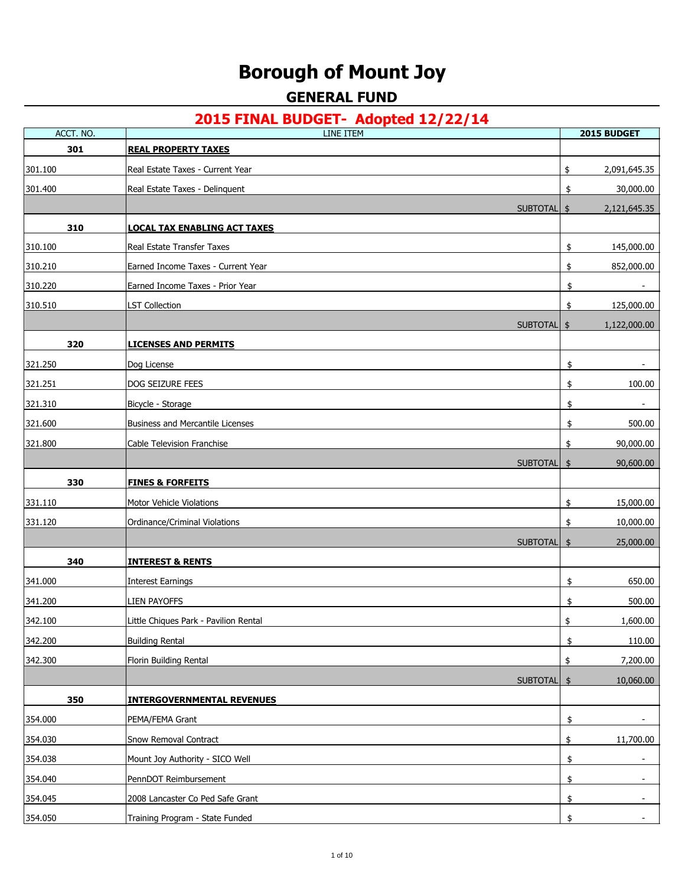# Borough of Mount Joy

## GENERAL FUND

## 2015 FINAL BUDGET- Adopted 12/22/14

| ACCT. NO. | LINE ITEM | 2015 BUDGET |
|---|---|---|
| **301** | **REAL PROPERTY TAXES** | |
| 301.100 | Real Estate Taxes - Current Year | $ 2,091,645.35 |
| 301.400 | Real Estate Taxes - Delinquent | $ 30,000.00 |
| | SUBTOTAL | $ 2,121,645.35 |
| **310** | **LOCAL TAX ENABLING ACT TAXES** | |
| 310.100 | Real Estate Transfer Taxes | $ 145,000.00 |
| 310.210 | Earned Income Taxes - Current Year | $ 852,000.00 |
| 310.220 | Earned Income Taxes - Prior Year | $ - |
| 310.510 | LST Collection | $ 125,000.00 |
| | SUBTOTAL | $ 1,122,000.00 |
| **320** | **LICENSES AND PERMITS** | |
| 321.250 | Dog License | $ - |
| 321.251 | DOG SEIZURE FEES | $ 100.00 |
| 321.310 | Bicycle - Storage | $ - |
| 321.600 | Business and Mercantile Licenses | $ 500.00 |
| 321.800 | Cable Television Franchise | $ 90,000.00 |
| | SUBTOTAL | $ 90,600.00 |
| **330** | **FINES & FORFEITS** | |
| 331.110 | Motor Vehicle Violations | $ 15,000.00 |
| 331.120 | Ordinance/Criminal Violations | $ 10,000.00 |
| | SUBTOTAL | $ 25,000.00 |
| **340** | **INTEREST & RENTS** | |
| 341.000 | Interest Earnings | $ 650.00 |
| 341.200 | LIEN PAYOFFS | $ 500.00 |
| 342.100 | Little Chiques Park - Pavilion Rental | $ 1,600.00 |
| 342.200 | Building Rental | $ 110.00 |
| 342.300 | Florin Building Rental | $ 7,200.00 |
| | SUBTOTAL | $ 10,060.00 |
| **350** | **INTERGOVERNMENTAL REVENUES** | |
| 354.000 | PEMA/FEMA Grant | $ - |
| 354.030 | Snow Removal Contract | $ 11,700.00 |
| 354.038 | Mount Joy Authority - SICO Well | $ - |
| 354.040 | PennDOT Reimbursement | $ - |
| 354.045 | 2008 Lancaster Co Ped Safe Grant | $ - |
| 354.050 | Training Program - State Funded | $ - |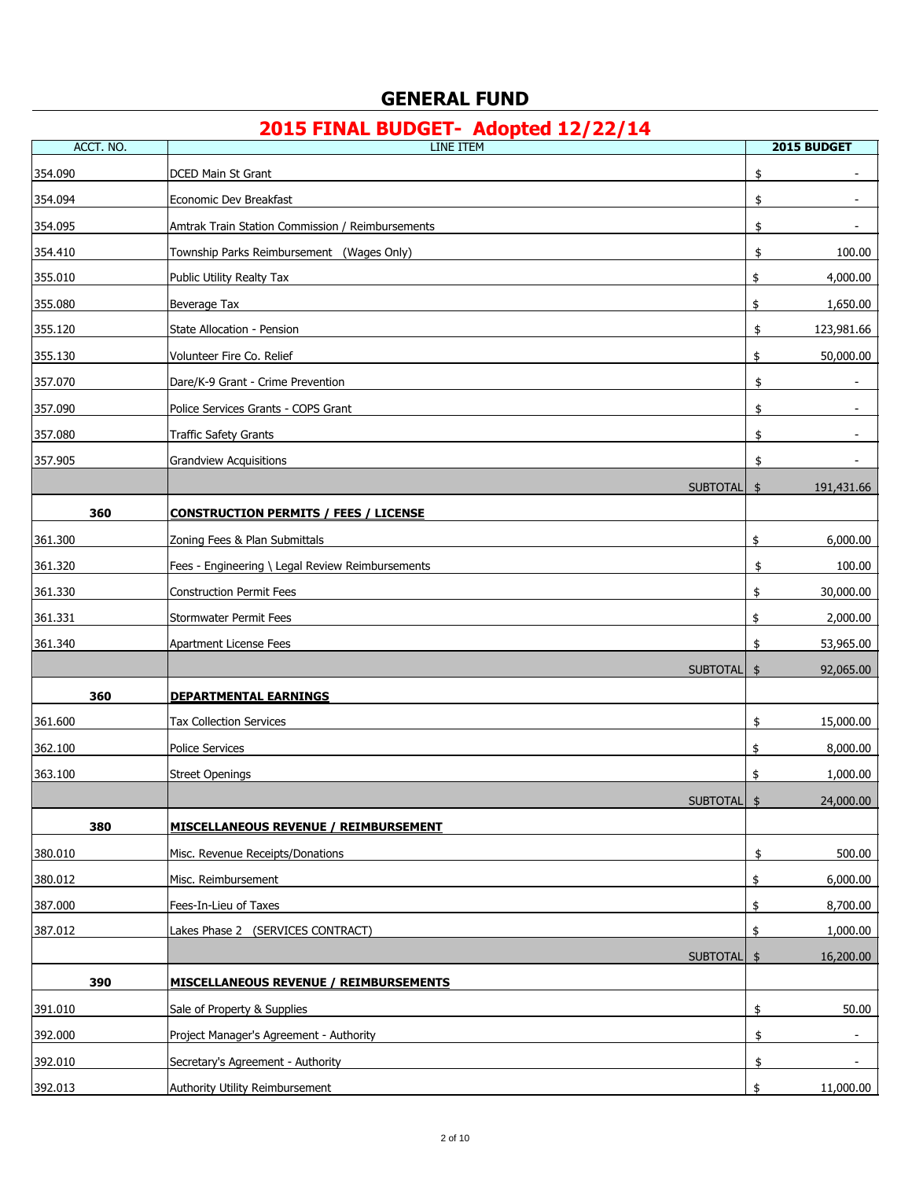# GENERAL FUND

## 2015 FINAL BUDGET- Adopted 12/22/14

| ACCT. NO. | LINE ITEM | 2015 BUDGET |
|---|---|---|
| 354.090 | DCED Main St Grant | $ - |
| 354.094 | Economic Dev Breakfast | $ - |
| 354.095 | Amtrak Train Station Commission / Reimbursements | $ - |
| 354.410 | Township Parks Reimbursement (Wages Only) | $ 100.00 |
| 355.010 | Public Utility Realty Tax | $ 4,000.00 |
| 355.080 | Beverage Tax | $ 1,650.00 |
| 355.120 | State Allocation - Pension | $ 123,981.66 |
| 355.130 | Volunteer Fire Co. Relief | $ 50,000.00 |
| 357.070 | Dare/K-9 Grant - Crime Prevention | $ - |
| 357.090 | Police Services Grants - COPS Grant | $ - |
| 357.080 | Traffic Safety Grants | $ - |
| 357.905 | Grandview Acquisitions | $ - |
| | SUBTOTAL | $ 191,431.66 |
| **360** | **CONSTRUCTION PERMITS / FEES / LICENSE** | |
| 361.300 | Zoning Fees & Plan Submittals | $ 6,000.00 |
| 361.320 | Fees - Engineering \ Legal Review Reimbursements | $ 100.00 |
| 361.330 | Construction Permit Fees | $ 30,000.00 |
| 361.331 | Stormwater Permit Fees | $ 2,000.00 |
| 361.340 | Apartment License Fees | $ 53,965.00 |
| | SUBTOTAL | $ 92,065.00 |
| **360** | **DEPARTMENTAL EARNINGS** | |
| 361.600 | Tax Collection Services | $ 15,000.00 |
| 362.100 | Police Services | $ 8,000.00 |
| 363.100 | Street Openings | $ 1,000.00 |
| | SUBTOTAL | $ 24,000.00 |
| **380** | **MISCELLANEOUS REVENUE / REIMBURSEMENT** | |
| 380.010 | Misc. Revenue Receipts/Donations | $ 500.00 |
| 380.012 | Misc. Reimbursement | $ 6,000.00 |
| 387.000 | Fees-In-Lieu of Taxes | $ 8,700.00 |
| 387.012 | Lakes Phase 2 (SERVICES CONTRACT) | $ 1,000.00 |
| | SUBTOTAL | $ 16,200.00 |
| **390** | **MISCELLANEOUS REVENUE / REIMBURSEMENTS** | |
| 391.010 | Sale of Property & Supplies | $ 50.00 |
| 392.000 | Project Manager's Agreement - Authority | $ - |
| 392.010 | Secretary's Agreement - Authority | $ - |
| 392.013 | Authority Utility Reimbursement | $ 11,000.00 |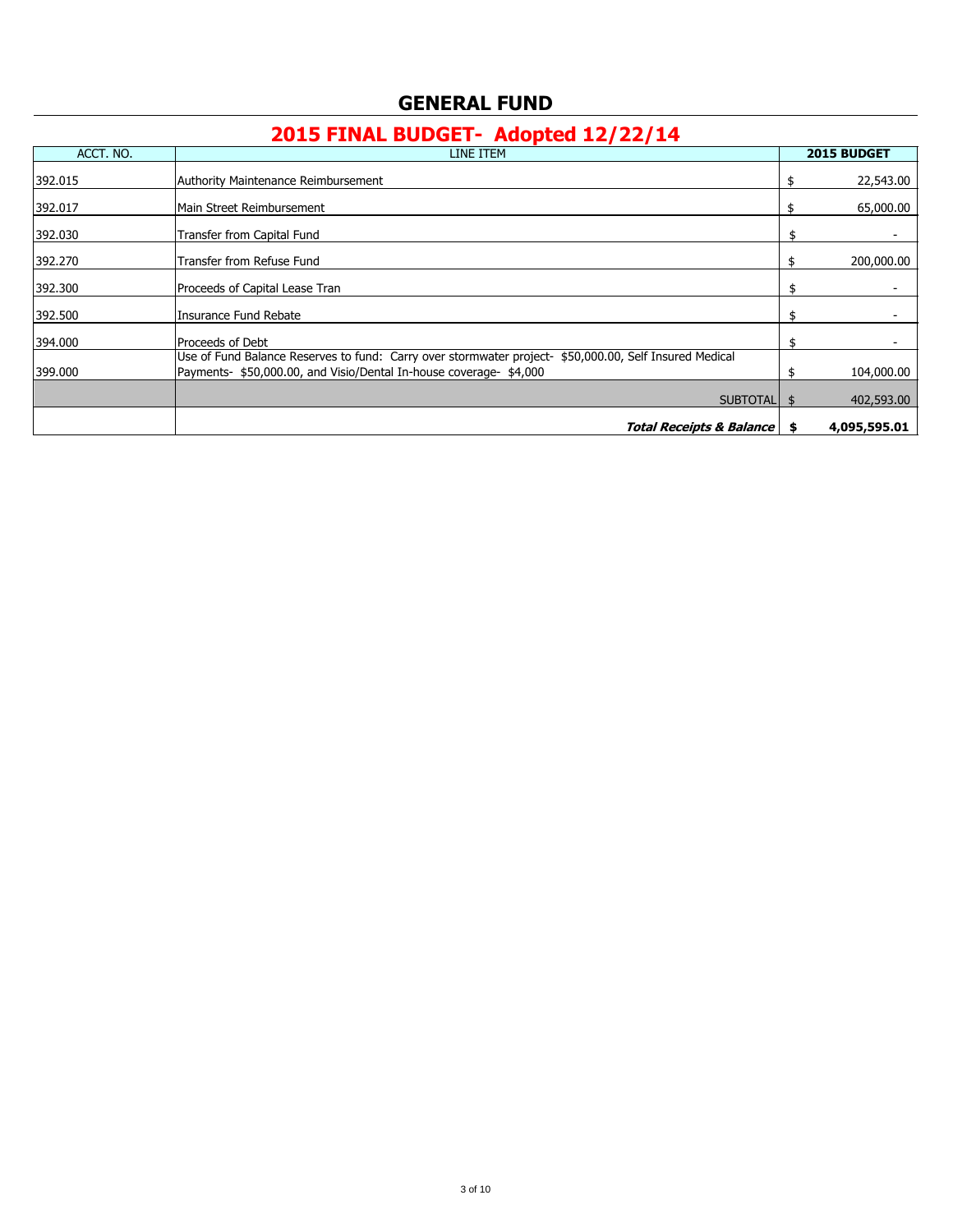# GENERAL FUND

## 2015 FINAL BUDGET- Adopted 12/22/14

| ACCT. NO. | LINE ITEM | 2015 BUDGET |
|---|---|---|
| 392.015 | Authority Maintenance Reimbursement | $ 22,543.00 |
| 392.017 | Main Street Reimbursement | $ 65,000.00 |
| 392.030 | Transfer from Capital Fund | $ - |
| 392.270 | Transfer from Refuse Fund | $ 200,000.00 |
| 392.300 | Proceeds of Capital Lease Tran | $ - |
| 392.500 | Insurance Fund Rebate | $ - |
| 394.000 | Proceeds of Debt | $ - |
| 399.000 | Use of Fund Balance Reserves to fund: Carry over stormwater project- $50,000.00, Self Insured Medical Payments- $50,000.00, and Visio/Dental In-house coverage- $4,000 | $ 104,000.00 |
| | SUBTOTAL | $ 402,593.00 |
| | ***Total Receipts & Balance*** | **$ 4,095,595.01** |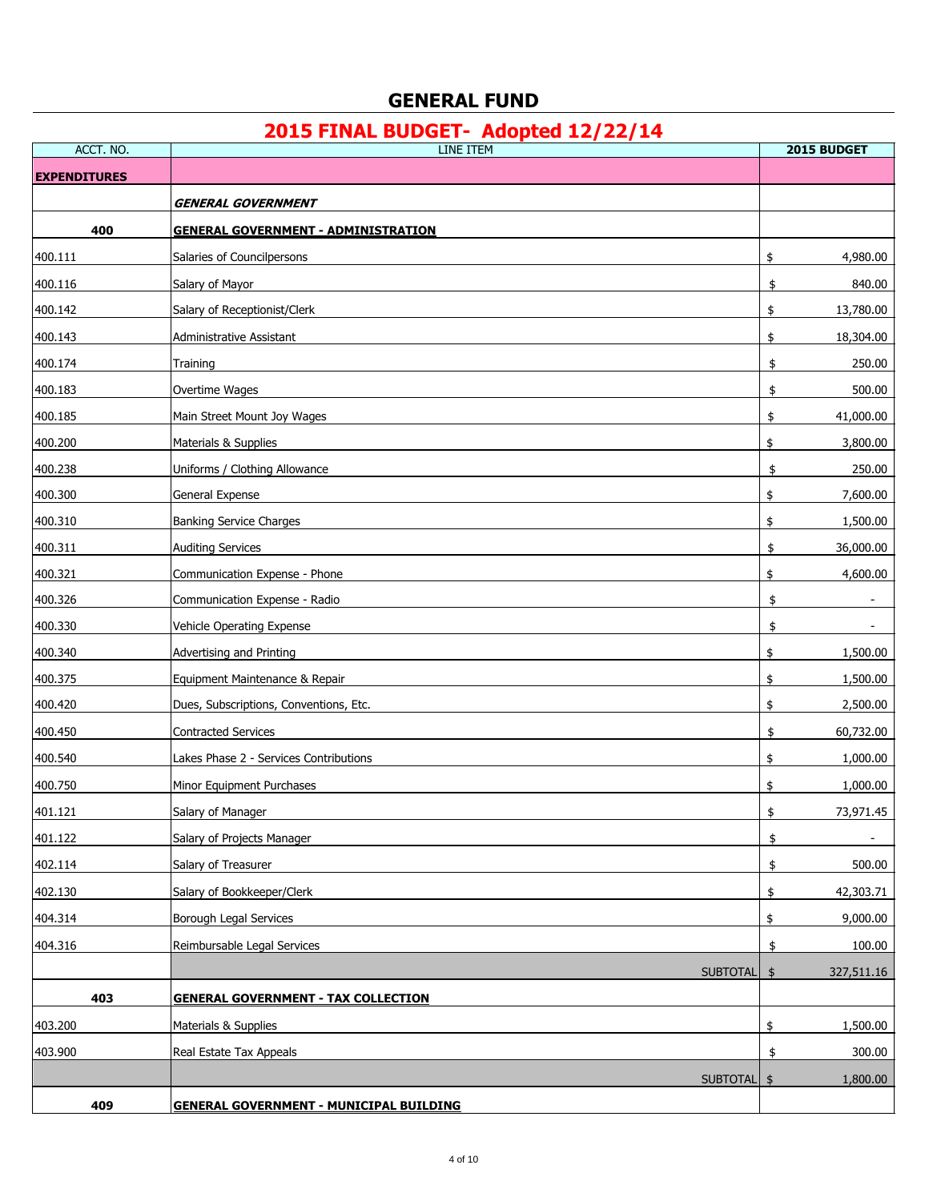# GENERAL FUND

## 2015 FINAL BUDGET- Adopted 12/22/14

| ACCT. NO. | LINE ITEM | 2015 BUDGET |
|---|---|---|
| **EXPENDITURES** | | |
| | ***GENERAL GOVERNMENT*** | |
| **400** | **GENERAL GOVERNMENT - ADMINISTRATION** | |
| 400.111 | Salaries of Councilpersons | $ 4,980.00 |
| 400.116 | Salary of Mayor | $ 840.00 |
| 400.142 | Salary of Receptionist/Clerk | $ 13,780.00 |
| 400.143 | Administrative Assistant | $ 18,304.00 |
| 400.174 | Training | $ 250.00 |
| 400.183 | Overtime Wages | $ 500.00 |
| 400.185 | Main Street Mount Joy Wages | $ 41,000.00 |
| 400.200 | Materials & Supplies | $ 3,800.00 |
| 400.238 | Uniforms / Clothing Allowance | $ 250.00 |
| 400.300 | General Expense | $ 7,600.00 |
| 400.310 | Banking Service Charges | $ 1,500.00 |
| 400.311 | Auditing Services | $ 36,000.00 |
| 400.321 | Communication Expense - Phone | $ 4,600.00 |
| 400.326 | Communication Expense - Radio | $ - |
| 400.330 | Vehicle Operating Expense | $ - |
| 400.340 | Advertising and Printing | $ 1,500.00 |
| 400.375 | Equipment Maintenance & Repair | $ 1,500.00 |
| 400.420 | Dues, Subscriptions, Conventions, Etc. | $ 2,500.00 |
| 400.450 | Contracted Services | $ 60,732.00 |
| 400.540 | Lakes Phase 2 - Services Contributions | $ 1,000.00 |
| 400.750 | Minor Equipment Purchases | $ 1,000.00 |
| 401.121 | Salary of Manager | $ 73,971.45 |
| 401.122 | Salary of Projects Manager | $ - |
| 402.114 | Salary of Treasurer | $ 500.00 |
| 402.130 | Salary of Bookkeeper/Clerk | $ 42,303.71 |
| 404.314 | Borough Legal Services | $ 9,000.00 |
| 404.316 | Reimbursable Legal Services | $ 100.00 |
| | SUBTOTAL | $ 327,511.16 |
| **403** | **GENERAL GOVERNMENT - TAX COLLECTION** | |
| 403.200 | Materials & Supplies | $ 1,500.00 |
| 403.900 | Real Estate Tax Appeals | $ 300.00 |
| | SUBTOTAL | $ 1,800.00 |
| **409** | **GENERAL GOVERNMENT - MUNICIPAL BUILDING** | |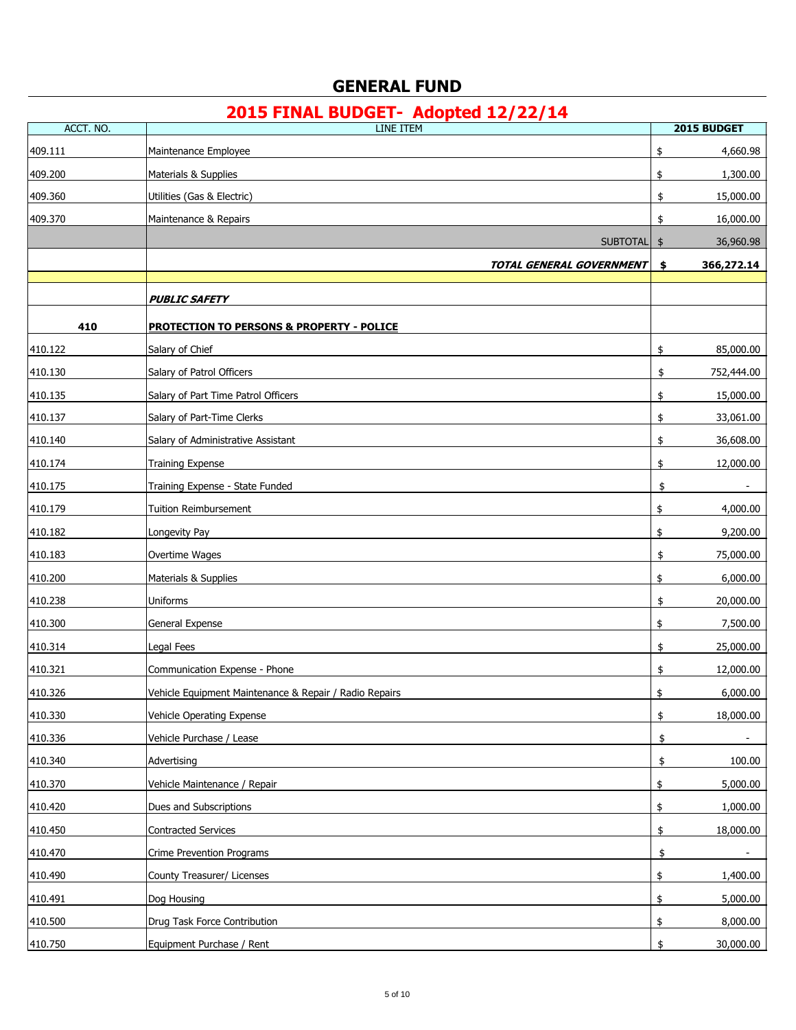# GENERAL FUND

## 2015 FINAL BUDGET- Adopted 12/22/14

| ACCT. NO. | LINE ITEM | 2015 BUDGET |
|---|---|---|
| 409.111 | Maintenance Employee | $ 4,660.98 |
| 409.200 | Materials & Supplies | $ 1,300.00 |
| 409.360 | Utilities (Gas & Electric) | $ 15,000.00 |
| 409.370 | Maintenance & Repairs | $ 16,000.00 |
| | SUBTOTAL | $ 36,960.98 |
| | ***TOTAL GENERAL GOVERNMENT*** | **$ 366,272.14** |
| | | |
| | ***PUBLIC SAFETY*** | |
| **410** | **PROTECTION TO PERSONS & PROPERTY - POLICE** | |
| 410.122 | Salary of Chief | $ 85,000.00 |
| 410.130 | Salary of Patrol Officers | $ 752,444.00 |
| 410.135 | Salary of Part Time Patrol Officers | $ 15,000.00 |
| 410.137 | Salary of Part-Time Clerks | $ 33,061.00 |
| 410.140 | Salary of Administrative Assistant | $ 36,608.00 |
| 410.174 | Training Expense | $ 12,000.00 |
| 410.175 | Training Expense - State Funded | $ - |
| 410.179 | Tuition Reimbursement | $ 4,000.00 |
| 410.182 | Longevity Pay | $ 9,200.00 |
| 410.183 | Overtime Wages | $ 75,000.00 |
| 410.200 | Materials & Supplies | $ 6,000.00 |
| 410.238 | Uniforms | $ 20,000.00 |
| 410.300 | General Expense | $ 7,500.00 |
| 410.314 | Legal Fees | $ 25,000.00 |
| 410.321 | Communication Expense - Phone | $ 12,000.00 |
| 410.326 | Vehicle Equipment Maintenance & Repair / Radio Repairs | $ 6,000.00 |
| 410.330 | Vehicle Operating Expense | $ 18,000.00 |
| 410.336 | Vehicle Purchase / Lease | $ - |
| 410.340 | Advertising | $ 100.00 |
| 410.370 | Vehicle Maintenance / Repair | $ 5,000.00 |
| 410.420 | Dues and Subscriptions | $ 1,000.00 |
| 410.450 | Contracted Services | $ 18,000.00 |
| 410.470 | Crime Prevention Programs | $ - |
| 410.490 | County Treasurer/ Licenses | $ 1,400.00 |
| 410.491 | Dog Housing | $ 5,000.00 |
| 410.500 | Drug Task Force Contribution | $ 8,000.00 |
| 410.750 | Equipment Purchase / Rent | $ 30,000.00 |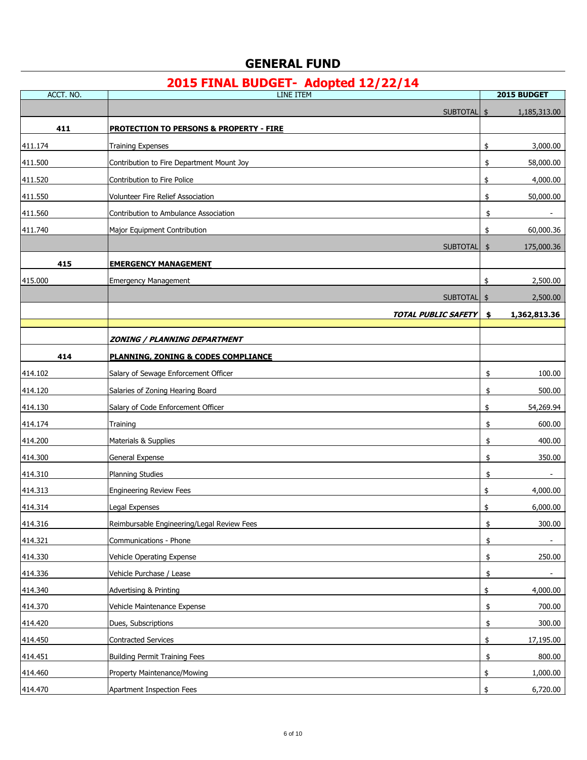# GENERAL FUND

## 2015 FINAL BUDGET- Adopted 12/22/14

| ACCT. NO. | LINE ITEM | 2015 BUDGET |
|---|---|---|
| | SUBTOTAL | $ 1,185,313.00 |
| **411** | **PROTECTION TO PERSONS & PROPERTY - FIRE** | |
| 411.174 | Training Expenses | $ 3,000.00 |
| 411.500 | Contribution to Fire Department Mount Joy | $ 58,000.00 |
| 411.520 | Contribution to Fire Police | $ 4,000.00 |
| 411.550 | Volunteer Fire Relief Association | $ 50,000.00 |
| 411.560 | Contribution to Ambulance Association | $ - |
| 411.740 | Major Equipment Contribution | $ 60,000.36 |
| | SUBTOTAL | $ 175,000.36 |
| **415** | **EMERGENCY MANAGEMENT** | |
| 415.000 | Emergency Management | $ 2,500.00 |
| | SUBTOTAL | $ 2,500.00 |
| | ***TOTAL PUBLIC SAFETY*** | **$ 1,362,813.36** |
| | | |
| | ***ZONING / PLANNING DEPARTMENT*** | |
| **414** | **PLANNING, ZONING & CODES COMPLIANCE** | |
| 414.102 | Salary of Sewage Enforcement Officer | $ 100.00 |
| 414.120 | Salaries of Zoning Hearing Board | $ 500.00 |
| 414.130 | Salary of Code Enforcement Officer | $ 54,269.94 |
| 414.174 | Training | $ 600.00 |
| 414.200 | Materials & Supplies | $ 400.00 |
| 414.300 | General Expense | $ 350.00 |
| 414.310 | Planning Studies | $ - |
| 414.313 | Engineering Review Fees | $ 4,000.00 |
| 414.314 | Legal Expenses | $ 6,000.00 |
| 414.316 | Reimbursable Engineering/Legal Review Fees | $ 300.00 |
| 414.321 | Communications - Phone | $ - |
| 414.330 | Vehicle Operating Expense | $ 250.00 |
| 414.336 | Vehicle Purchase / Lease | $ - |
| 414.340 | Advertising & Printing | $ 4,000.00 |
| 414.370 | Vehicle Maintenance Expense | $ 700.00 |
| 414.420 | Dues, Subscriptions | $ 300.00 |
| 414.450 | Contracted Services | $ 17,195.00 |
| 414.451 | Building Permit Training Fees | $ 800.00 |
| 414.460 | Property Maintenance/Mowing | $ 1,000.00 |
| 414.470 | Apartment Inspection Fees | $ 6,720.00 |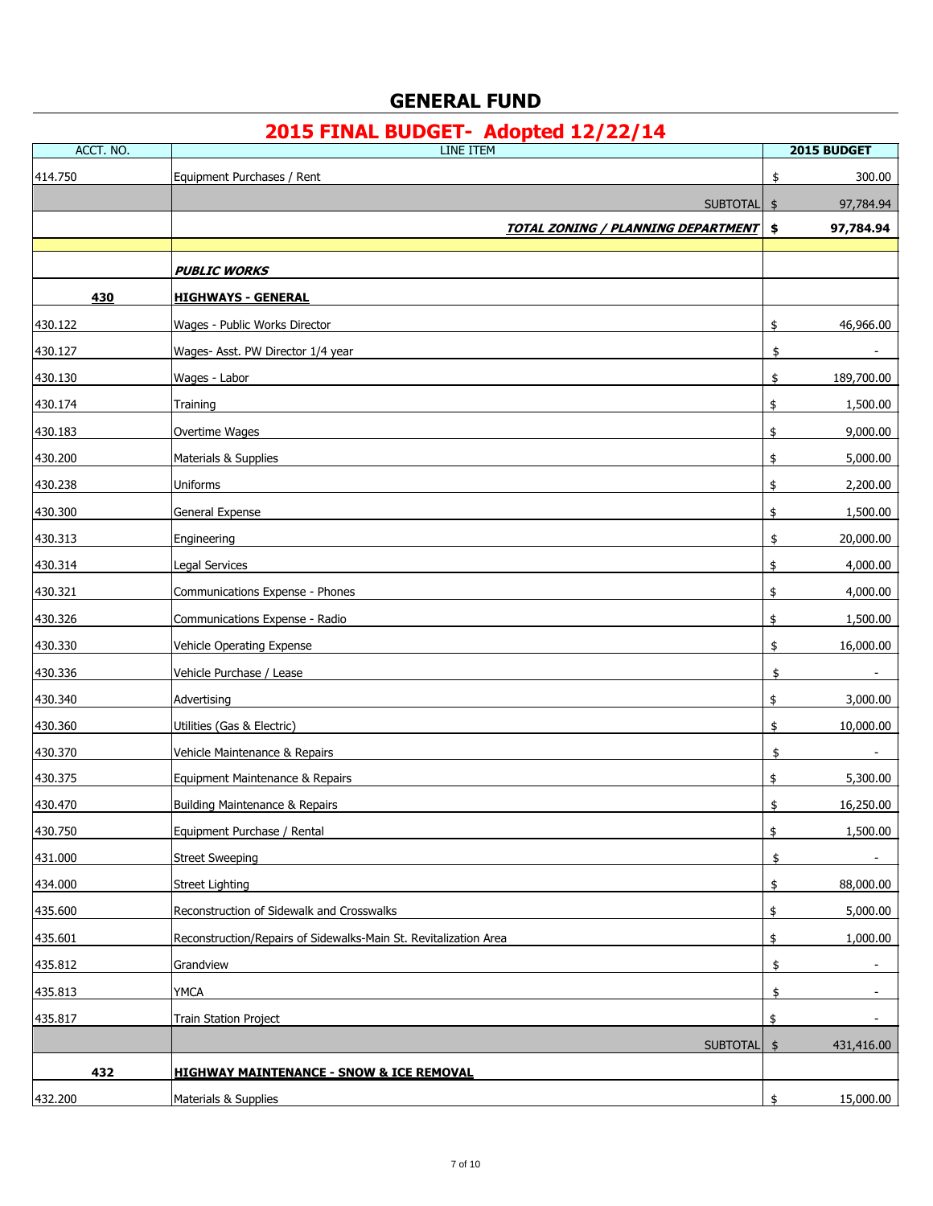# GENERAL FUND

## 2015 FINAL BUDGET- Adopted 12/22/14

| ACCT. NO. | LINE ITEM | 2015 BUDGET |
|---|---|---|
| 414.750 | Equipment Purchases / Rent | $ 300.00 |
| | SUBTOTAL | $ 97,784.94 |
| | ***TOTAL ZONING / PLANNING DEPARTMENT*** | **$ 97,784.94** |
| | | |
| | ***PUBLIC WORKS*** | |
| **430** | **HIGHWAYS - GENERAL** | |
| 430.122 | Wages - Public Works Director | $ 46,966.00 |
| 430.127 | Wages- Asst. PW Director 1/4 year | $ - |
| 430.130 | Wages - Labor | $ 189,700.00 |
| 430.174 | Training | $ 1,500.00 |
| 430.183 | Overtime Wages | $ 9,000.00 |
| 430.200 | Materials & Supplies | $ 5,000.00 |
| 430.238 | Uniforms | $ 2,200.00 |
| 430.300 | General Expense | $ 1,500.00 |
| 430.313 | Engineering | $ 20,000.00 |
| 430.314 | Legal Services | $ 4,000.00 |
| 430.321 | Communications Expense - Phones | $ 4,000.00 |
| 430.326 | Communications Expense - Radio | $ 1,500.00 |
| 430.330 | Vehicle Operating Expense | $ 16,000.00 |
| 430.336 | Vehicle Purchase / Lease | $ - |
| 430.340 | Advertising | $ 3,000.00 |
| 430.360 | Utilities (Gas & Electric) | $ 10,000.00 |
| 430.370 | Vehicle Maintenance & Repairs | $ - |
| 430.375 | Equipment Maintenance & Repairs | $ 5,300.00 |
| 430.470 | Building Maintenance & Repairs | $ 16,250.00 |
| 430.750 | Equipment Purchase / Rental | $ 1,500.00 |
| 431.000 | Street Sweeping | $ - |
| 434.000 | Street Lighting | $ 88,000.00 |
| 435.600 | Reconstruction of Sidewalk and Crosswalks | $ 5,000.00 |
| 435.601 | Reconstruction/Repairs of Sidewalks-Main St. Revitalization Area | $ 1,000.00 |
| 435.812 | Grandview | $ - |
| 435.813 | YMCA | $ - |
| 435.817 | Train Station Project | $ - |
| | SUBTOTAL | $ 431,416.00 |
| **432** | **HIGHWAY MAINTENANCE - SNOW & ICE REMOVAL** | |
| 432.200 | Materials & Supplies | $ 15,000.00 |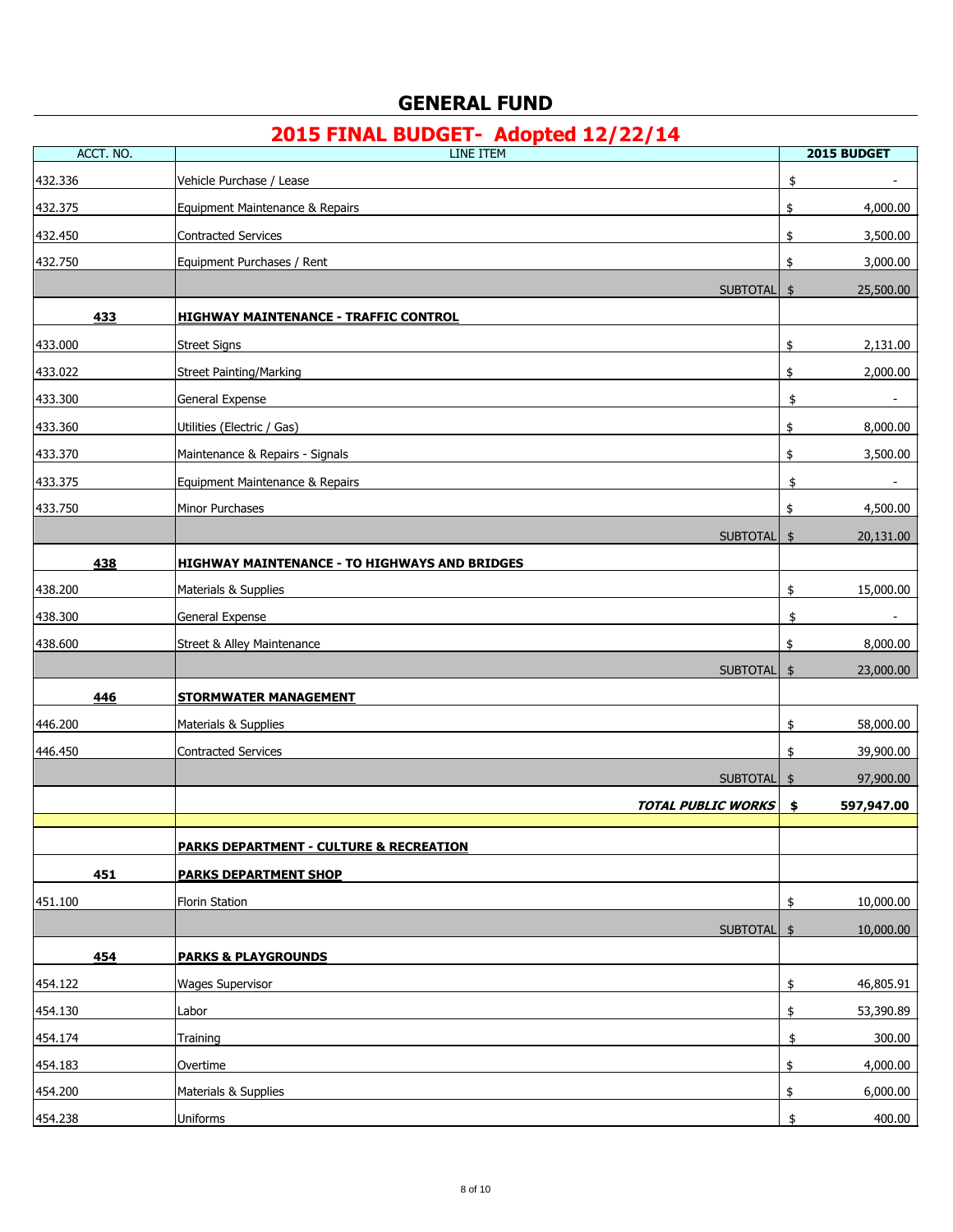# GENERAL FUND

## 2015 FINAL BUDGET- Adopted 12/22/14

| ACCT. NO. | LINE ITEM | 2015 BUDGET |
|---|---|---|
| 432.336 | Vehicle Purchase / Lease | $ - |
| 432.375 | Equipment Maintenance & Repairs | $ 4,000.00 |
| 432.450 | Contracted Services | $ 3,500.00 |
| 432.750 | Equipment Purchases / Rent | $ 3,000.00 |
| | SUBTOTAL | $ 25,500.00 |
| **433** | **HIGHWAY MAINTENANCE - TRAFFIC CONTROL** | |
| 433.000 | Street Signs | $ 2,131.00 |
| 433.022 | Street Painting/Marking | $ 2,000.00 |
| 433.300 | General Expense | $ - |
| 433.360 | Utilities (Electric / Gas) | $ 8,000.00 |
| 433.370 | Maintenance & Repairs - Signals | $ 3,500.00 |
| 433.375 | Equipment Maintenance & Repairs | $ - |
| 433.750 | Minor Purchases | $ 4,500.00 |
| | SUBTOTAL | $ 20,131.00 |
| **438** | **HIGHWAY MAINTENANCE - TO HIGHWAYS AND BRIDGES** | |
| 438.200 | Materials & Supplies | $ 15,000.00 |
| 438.300 | General Expense | $ - |
| 438.600 | Street & Alley Maintenance | $ 8,000.00 |
| | SUBTOTAL | $ 23,000.00 |
| **446** | **STORMWATER MANAGEMENT** | |
| 446.200 | Materials & Supplies | $ 58,000.00 |
| 446.450 | Contracted Services | $ 39,900.00 |
| | SUBTOTAL | $ 97,900.00 |
| | ***TOTAL PUBLIC WORKS*** | **$ 597,947.00** |
| | | |
| | **PARKS DEPARTMENT - CULTURE & RECREATION** | |
| **451** | **PARKS DEPARTMENT SHOP** | |
| 451.100 | Florin Station | $ 10,000.00 |
| | SUBTOTAL | $ 10,000.00 |
| **454** | **PARKS & PLAYGROUNDS** | |
| 454.122 | Wages Supervisor | $ 46,805.91 |
| 454.130 | Labor | $ 53,390.89 |
| 454.174 | Training | $ 300.00 |
| 454.183 | Overtime | $ 4,000.00 |
| 454.200 | Materials & Supplies | $ 6,000.00 |
| 454.238 | Uniforms | $ 400.00 |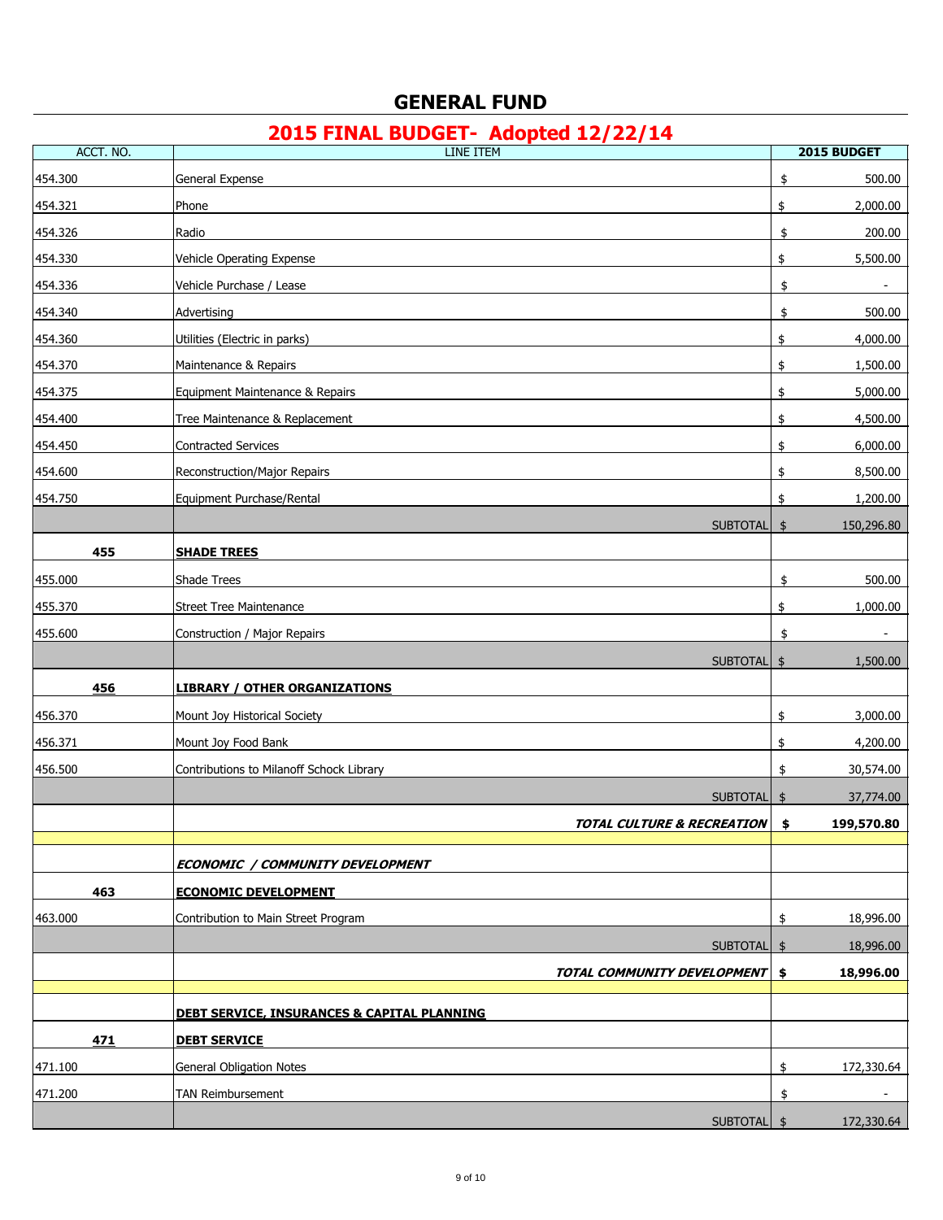# GENERAL FUND

## 2015 FINAL BUDGET- Adopted 12/22/14

| ACCT. NO. | LINE ITEM | 2015 BUDGET |
|---|---|---|
| 454.300 | General Expense | $ 500.00 |
| 454.321 | Phone | $ 2,000.00 |
| 454.326 | Radio | $ 200.00 |
| 454.330 | Vehicle Operating Expense | $ 5,500.00 |
| 454.336 | Vehicle Purchase / Lease | $ - |
| 454.340 | Advertising | $ 500.00 |
| 454.360 | Utilities (Electric in parks) | $ 4,000.00 |
| 454.370 | Maintenance & Repairs | $ 1,500.00 |
| 454.375 | Equipment Maintenance & Repairs | $ 5,000.00 |
| 454.400 | Tree Maintenance & Replacement | $ 4,500.00 |
| 454.450 | Contracted Services | $ 6,000.00 |
| 454.600 | Reconstruction/Major Repairs | $ 8,500.00 |
| 454.750 | Equipment Purchase/Rental | $ 1,200.00 |
| | SUBTOTAL | $ 150,296.80 |
| **455** | **SHADE TREES** | |
| 455.000 | Shade Trees | $ 500.00 |
| 455.370 | Street Tree Maintenance | $ 1,000.00 |
| 455.600 | Construction / Major Repairs | $ - |
| | SUBTOTAL | $ 1,500.00 |
| **456** | **LIBRARY / OTHER ORGANIZATIONS** | |
| 456.370 | Mount Joy Historical Society | $ 3,000.00 |
| 456.371 | Mount Joy Food Bank | $ 4,200.00 |
| 456.500 | Contributions to Milanoff Schock Library | $ 30,574.00 |
| | SUBTOTAL | $ 37,774.00 |
| | ***TOTAL CULTURE & RECREATION*** | **$ 199,570.80** |
| | | |
| | ***ECONOMIC / COMMUNITY DEVELOPMENT*** | |
| **463** | **ECONOMIC DEVELOPMENT** | |
| 463.000 | Contribution to Main Street Program | $ 18,996.00 |
| | SUBTOTAL | $ 18,996.00 |
| | ***TOTAL COMMUNITY DEVELOPMENT*** | **$ 18,996.00** |
| | | |
| | **DEBT SERVICE, INSURANCES & CAPITAL PLANNING** | |
| **471** | **DEBT SERVICE** | |
| 471.100 | General Obligation Notes | $ 172,330.64 |
| 471.200 | TAN Reimbursement | $ - |
| | SUBTOTAL | $ 172,330.64 |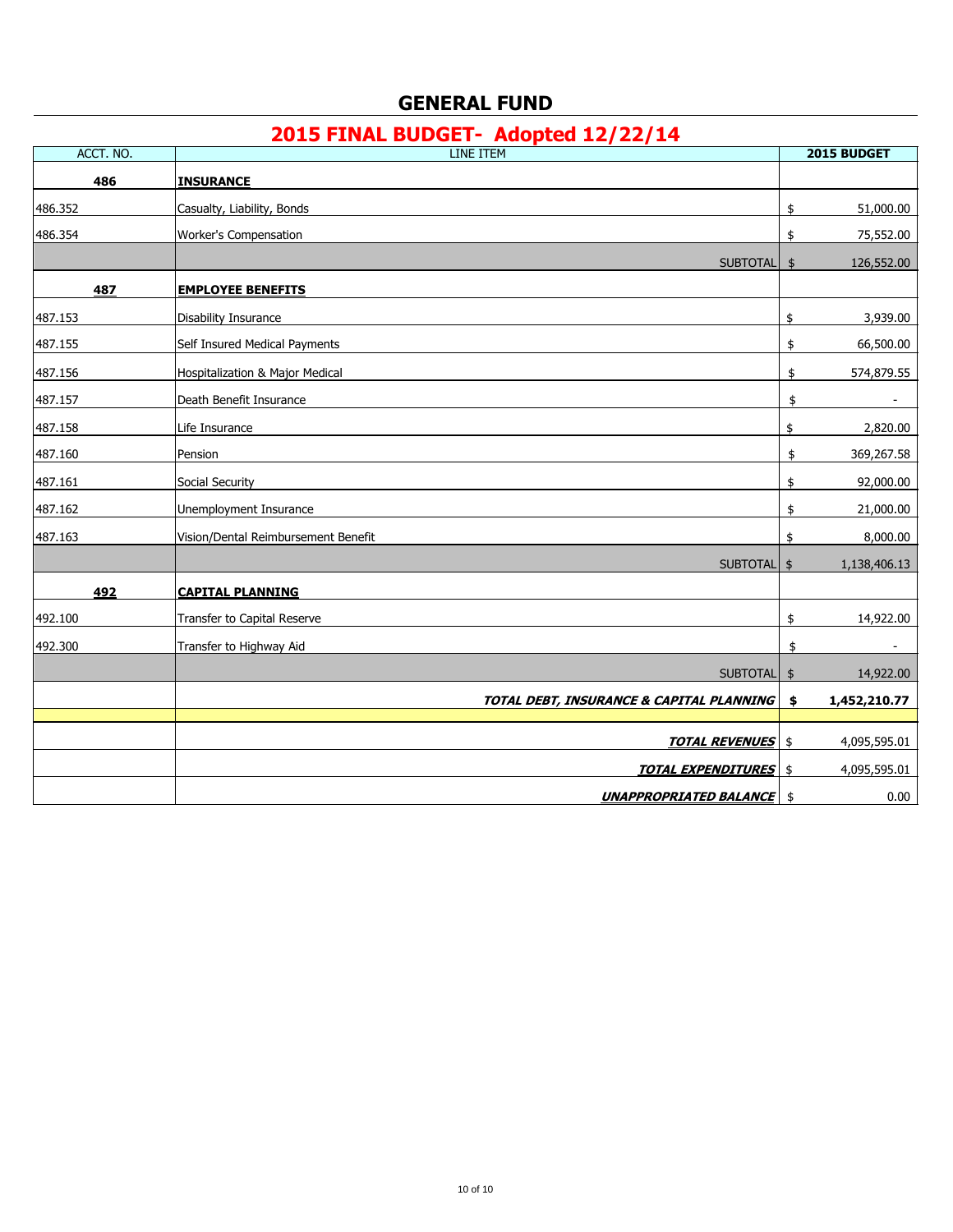# GENERAL FUND

## 2015 FINAL BUDGET- Adopted 12/22/14

| ACCT. NO. | LINE ITEM | 2015 BUDGET |
| --- | --- | --- |
| **486** | **INSURANCE** | |
| 486.352 | Casualty, Liability, Bonds | $ 51,000.00 |
| 486.354 | Worker's Compensation | $ 75,552.00 |
| | SUBTOTAL | $ 126,552.00 |
| **487** | **EMPLOYEE BENEFITS** | |
| 487.153 | Disability Insurance | $ 3,939.00 |
| 487.155 | Self Insured Medical Payments | $ 66,500.00 |
| 487.156 | Hospitalization & Major Medical | $ 574,879.55 |
| 487.157 | Death Benefit Insurance | $ - |
| 487.158 | Life Insurance | $ 2,820.00 |
| 487.160 | Pension | $ 369,267.58 |
| 487.161 | Social Security | $ 92,000.00 |
| 487.162 | Unemployment Insurance | $ 21,000.00 |
| 487.163 | Vision/Dental Reimbursement Benefit | $ 8,000.00 |
| | SUBTOTAL | $ 1,138,406.13 |
| **492** | **CAPITAL PLANNING** | |
| 492.100 | Transfer to Capital Reserve | $ 14,922.00 |
| 492.300 | Transfer to Highway Aid | $ - |
| | SUBTOTAL | $ 14,922.00 |
| | ***TOTAL DEBT, INSURANCE & CAPITAL PLANNING*** | **$ 1,452,210.77** |
| | | |
| | ***TOTAL REVENUES*** | $ 4,095,595.01 |
| | ***TOTAL EXPENDITURES*** | $ 4,095,595.01 |
| | ***UNAPPROPRIATED BALANCE*** | $ 0.00 |